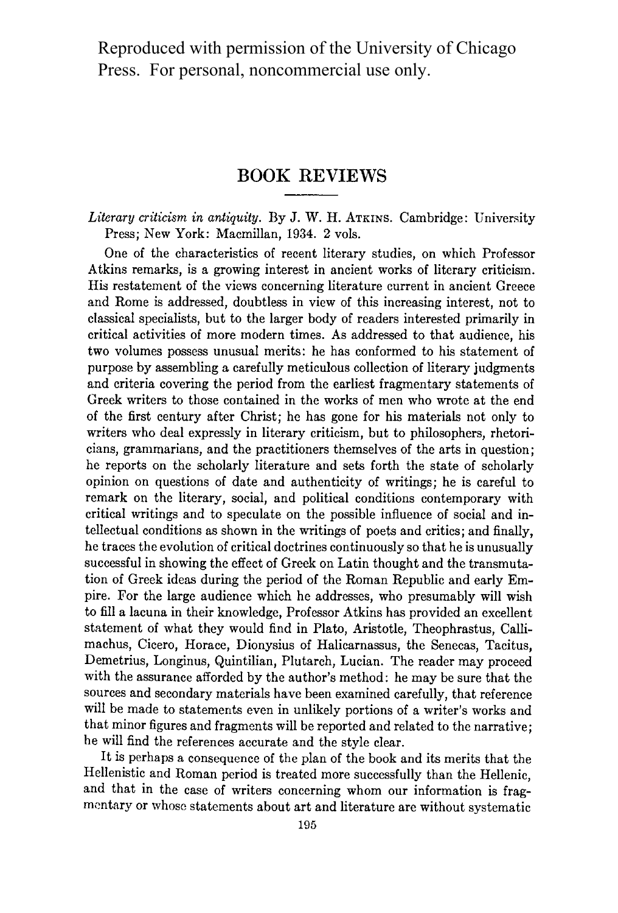Reproduced with permission of the University of Chicago Press. For personal, noncommercial use only.

# BOOK REVIEWS

*Literary criticism in antiquity.* By J. W. H. ATKINS. Cambridge: University Press; New York: Macmillan, 1934. 2 vols.

One of the characteristics of recent literary studies, on which Professor Atkins remarks, is a growing interest in ancient works of literary criticism. His restatement of the views concerning literature current in ancient Greece and Rome is addressed, doubtless in view of this increasing interest, not to classical specialists, but to the larger body of readers interested primarily in critical activities of more modern times. As addressed to that audience, his two volumes possess unusual merits: he has conformed to his statement of purpose by assembling a carefully meticulous collection of literary judgments and criteria covering the period from the earliest fragmentary statements of Greek writers to those contained in the works of men who wrote at the end of the first century after Christ; he has gone for his materials not only to writers who deal expressly in literary criticism, but to philosophers, rhetoricians, grammarians, and the practitioners themselves of the arts in question; he reports on the scholarly literature and sets forth the state of scholarly opinion on questions of date and authenticity of writings; he is careful to remark on the literary, social, and political conditions contemporary with critical writings and to speculate on the possible influence of social and intellectual conditions as shown in the writings of poets and critics; and finally, he traces the evolution of critical doctrines continuously so that he is unusually successful in showing the effect of Greek on Latin thought and the transmutation of Greek ideas during the period of the Roman Republic and early Empire. For the large audience which he addresses, who presumably will wish to fill a lacuna in their knowledge, Professor Atkins has provided an excellent statement of what they would find in Plato, Aristotle, Theophrastus, Callimachus, Cicero, Horace, Dionysius of Halicarnassus, the Senecas, Tacitus, Demetrius, Longinus, Quintilian, Plutarch, Lucian. The reader may proceed with the assurance afforded by the author's method: he may be sure that the sources and secondary materials have been examined carefully, that reference will be made to statements even in unlikely portions of a writer's works and that minor figures and fragments will be reported and related to the narrative; he will find the references accurate and the style clear.

It is perhaps a consequence of the plan of the book and its merits that the Hellenistic and Roman period is treated more successfully than the Hellenic, and that in the case of writers concerning whom our information is fragmentary or whose statements about art and literature are without systematic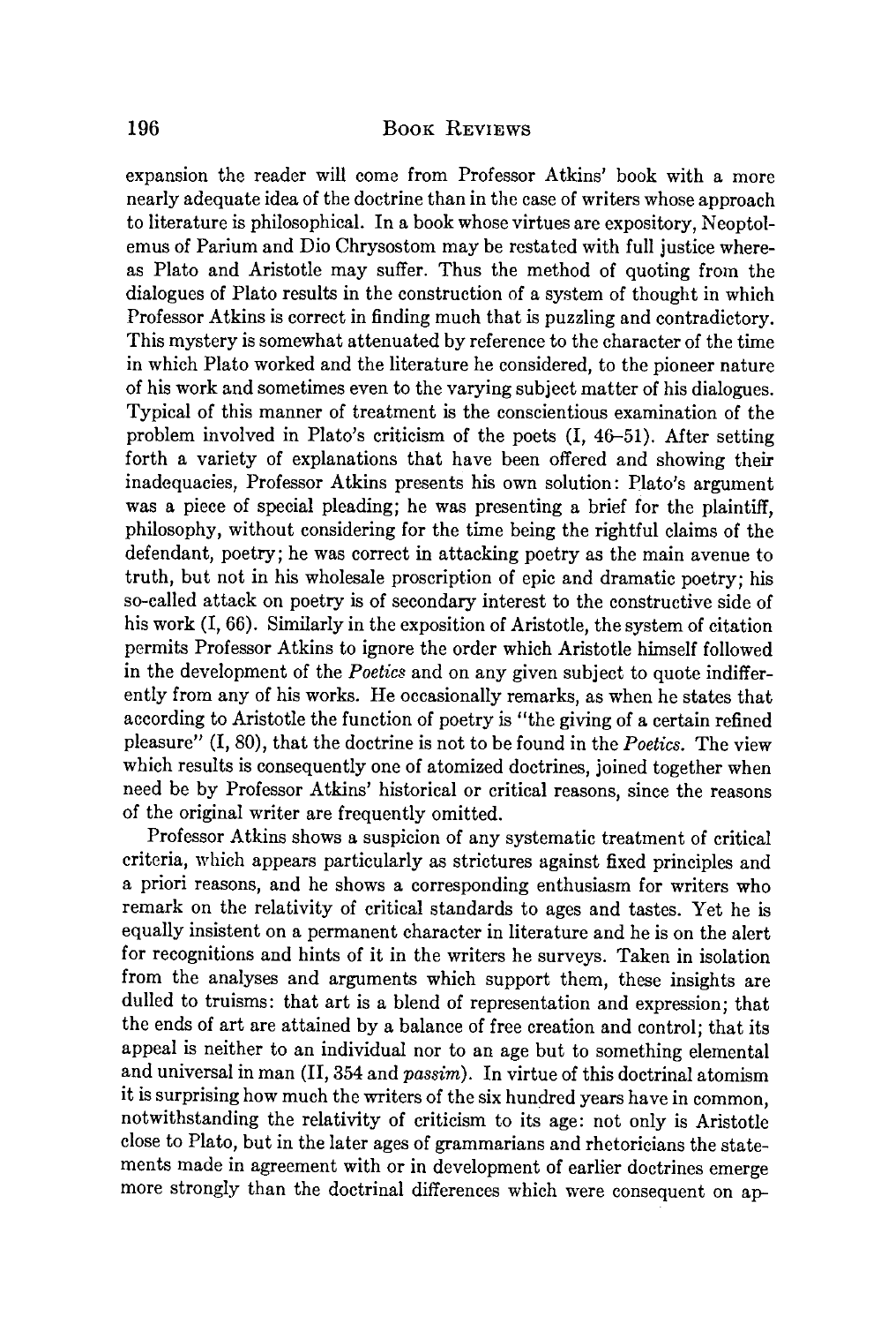expansion the reader will come from Professor Atkins' book with a more nearly adequate idea of the doctrine than in the case of writers whose approach to literature is philosophical. In a book whose virtues are expository, Neoptolemus of Parium and Dio Chrysostom may be restated with full justice whereas Plato and Aristotle may suffer. Thus the method of quoting from the dialogues of Plato results in the construction of a system of thought in which Professor Atkins is correct in finding much that is puzzling and contradictory. This mystery is somewhat attenuated by reference to the character of the time in which Plato worked and the literature he considered, to the pioneer nature of his work and sometimes even to the varying subject matter of his dialogues. Typical of this manner of treatment is the conscientious examination of the problem involved in Plato's criticism of the poets (I, 46–51). After setting forth a variety of explanations that have been offered and showing their inadequacies, Professor Atkins presents his own solution: Plato's argument was a piece of special pleading; he was presenting a brief for the plaintiff, philosophy, without considering for the time being the rightful claims of the defendant, poetry; he was correct in attacking poetry as the main avenue to truth, but not in his wholesale proscription of epic and dramatic poetry; his so-called attack on poetry is of secondary interest to the constructive side of his work (I, 66). Similarly in the exposition of Aristotle, the system of citation permits Professor Atkins to ignore the order which Aristotle himself followed in the development of the *Poetics* and on any given subject to quote indifferently from any of his works. He occasionally remarks, as when he states that according to Aristotle the function of poetry is "the giving of a certain refined pleasure" (I, 80), that the doctrine is not to be found in the *Poetics*. The view which results is consequently one of atomized doctrines, joined together when need be by Professor Atkins' historical or critical reasons, since the reasons of the original writer are frequently omitted.

Professor Atkins shows a suspicion of any systematic treatment of critical criteria, which appears particularly as strictures against fixed principles and a priori reasons, and he shows a corresponding enthusiasm for writers who remark on the relativity of critical standards to ages and tastes. Yet he is equally insistent on a permanent character in literature and he is on the alert for recognitions and hints of it in the writers he surveys. Taken in isolation from the analyses and arguments which support them, these insights are dulled to truisms: that art is a blend of representation and expression; that the ends of art are attained by a balance of free creation and control; that its appeal is neither to an individual nor to an age but to something elemental and universal in man (II, 354 and *passim*). In virtue of this doctrinal atomism it is surprising how much the writers of the six hundred years have in common, notwithstanding the relativity of criticism to its age: not only is Aristotle close to Plato, but in the later ages of grammarians and rhetoricians the statements made in agreement with or in development of earlier doctrines emerge more strongly than the doctrinal differences which were consequent on ap-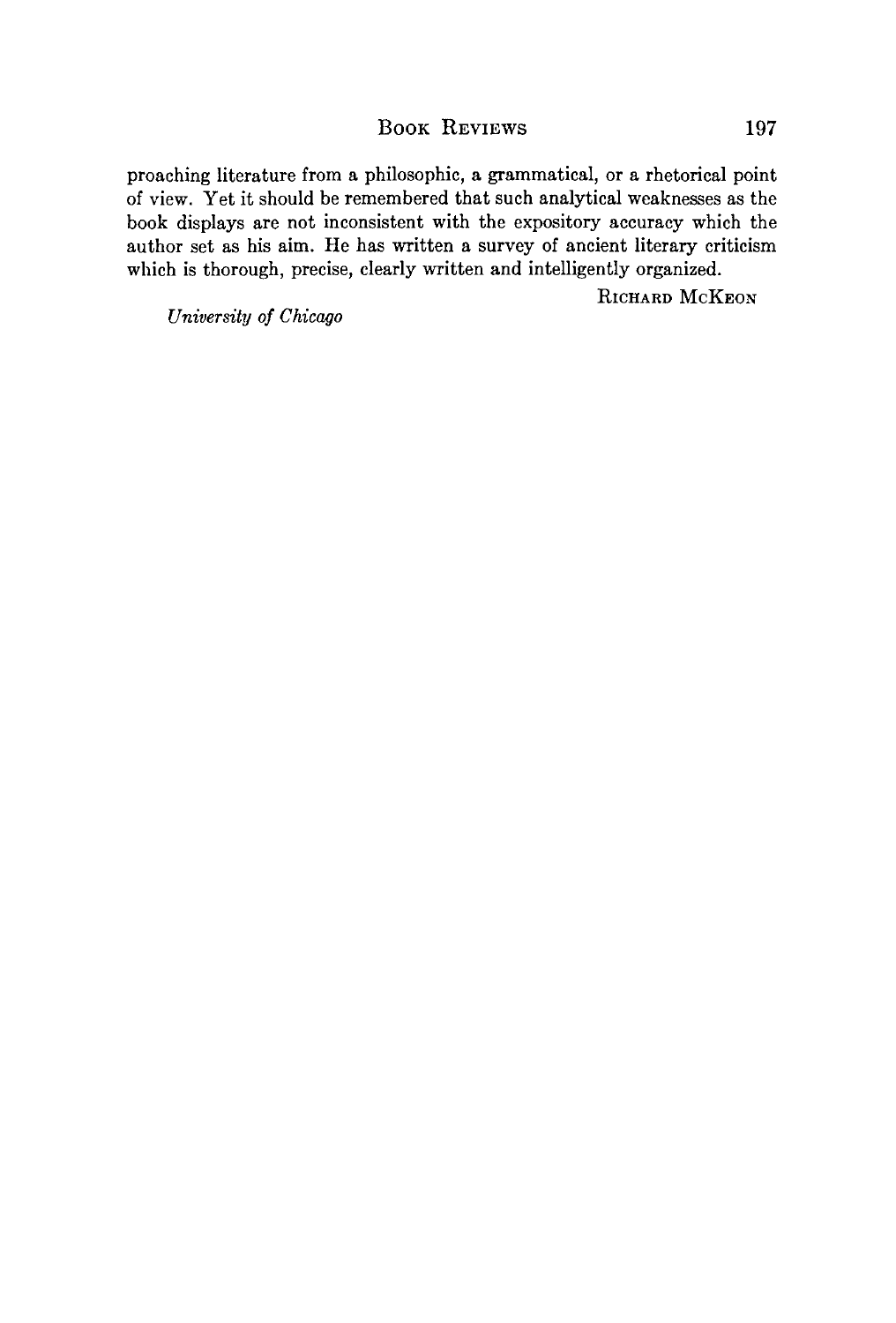proaching literature from a philosophic, a grammatical, or a rhetorical point of view. Yet it should be remembered that such analytical weaknesses as the book displays are not inconsistent with the expository accuracy which the author set as his aim. He has written a survey of ancient literary criticism which is thorough, precise, clearly written and intelligently organized.

RICHARD MCKEON

*University of Chicago*